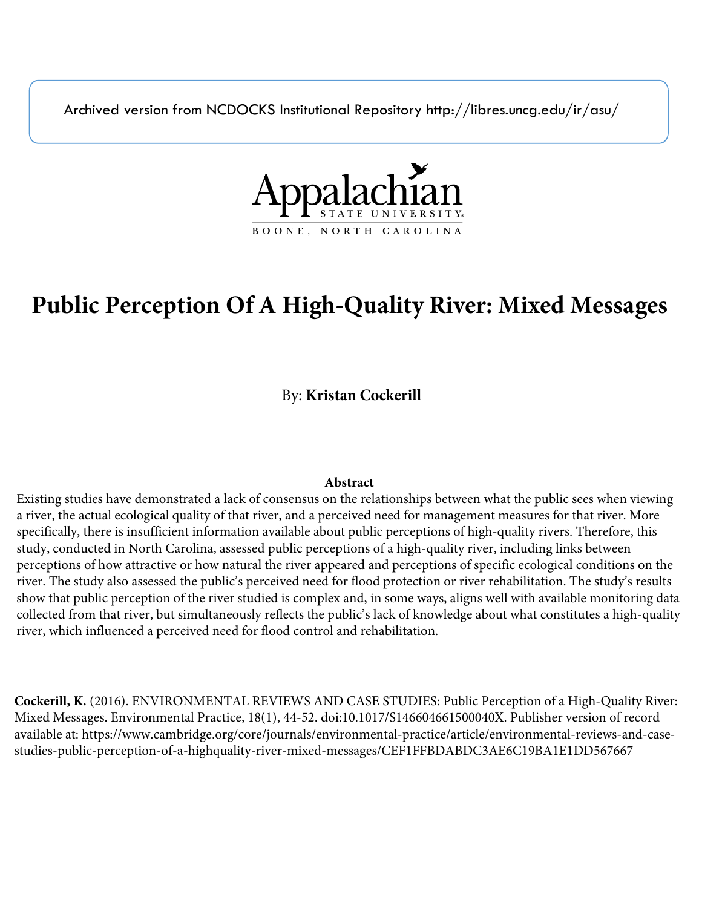Archived version from NCDOCKS Institutional Repository http://libres.uncg.edu/ir/asu/

Appalachian State University
BOONE, NORTH CAROLINA

# Public Perception Of A High-Quality River: Mixed Messages

By: **Kristan Cockerill**

## Abstract

Existing studies have demonstrated a lack of consensus on the relationships between what the public sees when viewing a river, the actual ecological quality of that river, and a perceived need for management measures for that river. More specifically, there is insufficient information available about public perceptions of high-quality rivers. Therefore, this study, conducted in North Carolina, assessed public perceptions of a high-quality river, including links between perceptions of how attractive or how natural the river appeared and perceptions of specific ecological conditions on the river. The study also assessed the public's perceived need for flood protection or river rehabilitation. The study's results show that public perception of the river studied is complex and, in some ways, aligns well with available monitoring data collected from that river, but simultaneously reflects the public's lack of knowledge about what constitutes a high-quality river, which influenced a perceived need for flood control and rehabilitation.

**Cockerill, K.** (2016). ENVIRONMENTAL REVIEWS AND CASE STUDIES: Public Perception of a High-Quality River: Mixed Messages. Environmental Practice, 18(1), 44-52. doi:10.1017/S146604661500040X. Publisher version of record available at: https://www.cambridge.org/core/journals/environmental-practice/article/environmental-reviews-and-case-studies-public-perception-of-a-highquality-river-mixed-messages/CEF1FFBDABDC3AE6C19BA1E1DD567667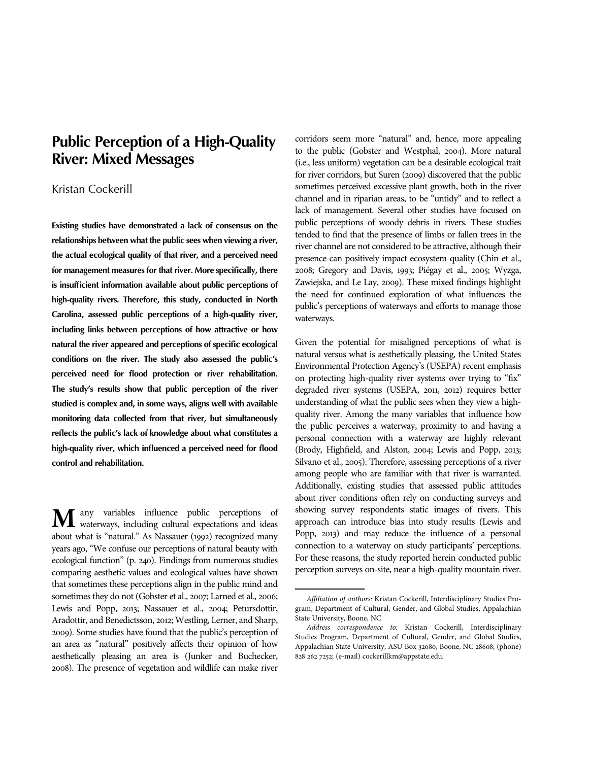# Public Perception of a High-Quality River: Mixed Messages

Kristan Cockerill

**Existing studies have demonstrated a lack of consensus on the relationships between what the public sees when viewing a river, the actual ecological quality of that river, and a perceived need for management measures for that river. More specifically, there is insufficient information available about public perceptions of high-quality rivers. Therefore, this study, conducted in North Carolina, assessed public perceptions of a high-quality river, including links between perceptions of how attractive or how natural the river appeared and perceptions of specific ecological conditions on the river. The study also assessed the public's perceived need for flood protection or river rehabilitation. The study's results show that public perception of the river studied is complex and, in some ways, aligns well with available monitoring data collected from that river, but simultaneously reflects the public's lack of knowledge about what constitutes a high-quality river, which influenced a perceived need for flood control and rehabilitation.**

Many variables influence public perceptions of waterways, including cultural expectations and ideas about what is "natural." As Nassauer (1992) recognized many years ago, "We confuse our perceptions of natural beauty with ecological function" (p. 240). Findings from numerous studies comparing aesthetic values and ecological values have shown that sometimes these perceptions align in the public mind and sometimes they do not (Gobster et al., 2007; Larned et al., 2006; Lewis and Popp, 2013; Nassauer et al., 2004; Petursdottir, Aradottir, and Benedictsson, 2012; Westling, Lerner, and Sharp, 2009). Some studies have found that the public's perception of an area as "natural" positively affects their opinion of how aesthetically pleasing an area is (Junker and Buchecker, 2008). The presence of vegetation and wildlife can make river corridors seem more "natural" and, hence, more appealing to the public (Gobster and Westphal, 2004). More natural (i.e., less uniform) vegetation can be a desirable ecological trait for river corridors, but Suren (2009) discovered that the public sometimes perceived excessive plant growth, both in the river channel and in riparian areas, to be "untidy" and to reflect a lack of management. Several other studies have focused on public perceptions of woody debris in rivers. These studies tended to find that the presence of limbs or fallen trees in the river channel are not considered to be attractive, although their presence can positively impact ecosystem quality (Chin et al., 2008; Gregory and Davis, 1993; Piégay et al., 2005; Wyzga, Zawiejska, and Le Lay, 2009). These mixed findings highlight the need for continued exploration of what influences the public's perceptions of waterways and efforts to manage those waterways.

Given the potential for misaligned perceptions of what is natural versus what is aesthetically pleasing, the United States Environmental Protection Agency's (USEPA) recent emphasis on protecting high-quality river systems over trying to "fix" degraded river systems (USEPA, 2011, 2012) requires better understanding of what the public sees when they view a high-quality river. Among the many variables that influence how the public perceives a waterway, proximity to and having a personal connection with a waterway are highly relevant (Brody, Highfield, and Alston, 2004; Lewis and Popp, 2013; Silvano et al., 2005). Therefore, assessing perceptions of a river among people who are familiar with that river is warranted. Additionally, existing studies that assessed public attitudes about river conditions often rely on conducting surveys and showing survey respondents static images of rivers. This approach can introduce bias into study results (Lewis and Popp, 2013) and may reduce the influence of a personal connection to a waterway on study participants' perceptions. For these reasons, the study reported herein conducted public perception surveys on-site, near a high-quality mountain river.

*Affiliation of authors:* Kristan Cockerill, Interdisciplinary Studies Program, Department of Cultural, Gender, and Global Studies, Appalachian State University, Boone, NC

*Address correspondence to:* Kristan Cockerill, Interdisciplinary Studies Program, Department of Cultural, Gender, and Global Studies, Appalachian State University, ASU Box 32080, Boone, NC 28608; (phone) 828 262 7252; (e-mail) cockerillkm@appstate.edu.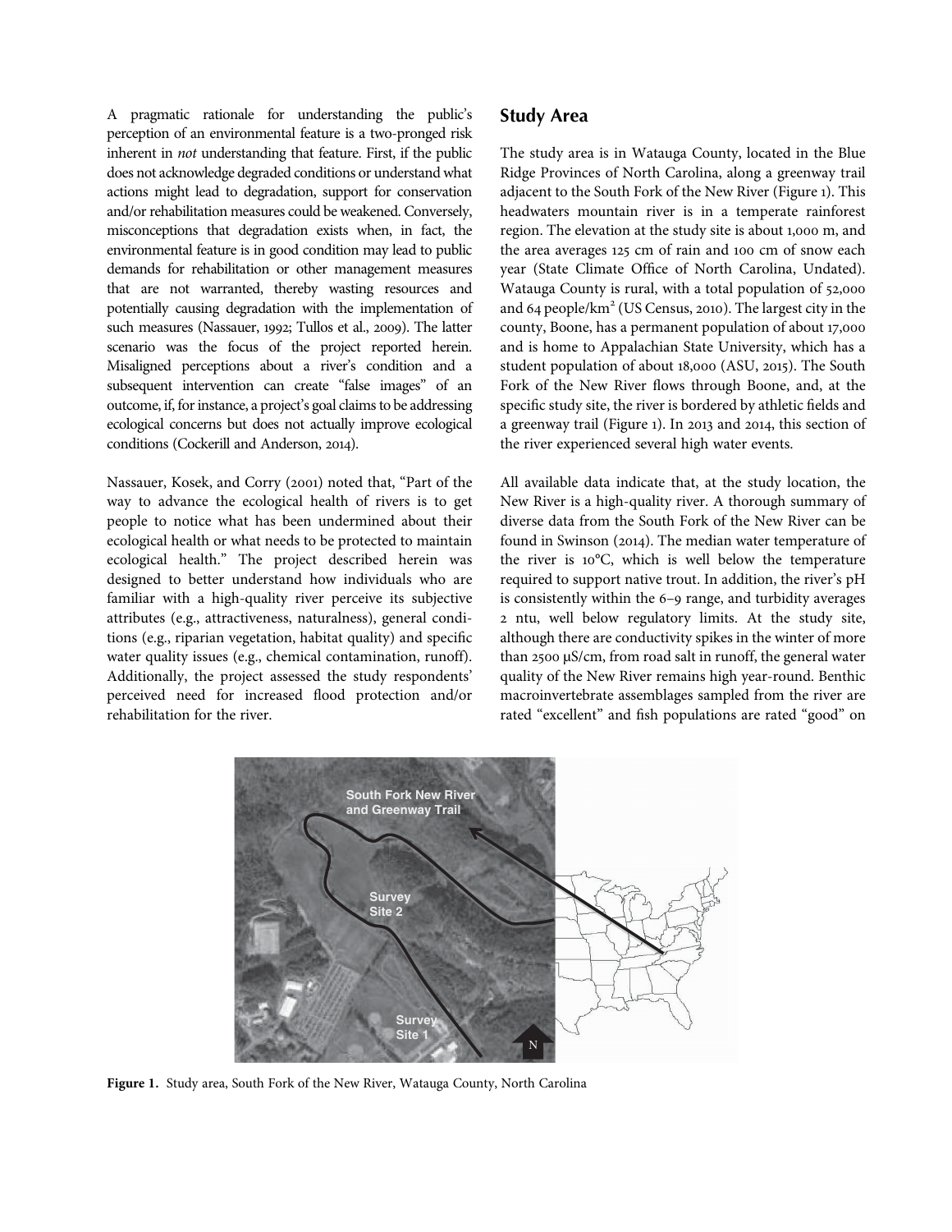A pragmatic rationale for understanding the public's perception of an environmental feature is a two-pronged risk inherent in *not* understanding that feature. First, if the public does not acknowledge degraded conditions or understand what actions might lead to degradation, support for conservation and/or rehabilitation measures could be weakened. Conversely, misconceptions that degradation exists when, in fact, the environmental feature is in good condition may lead to public demands for rehabilitation or other management measures that are not warranted, thereby wasting resources and potentially causing degradation with the implementation of such measures (Nassauer, 1992; Tullos et al., 2009). The latter scenario was the focus of the project reported herein. Misaligned perceptions about a river's condition and a subsequent intervention can create "false images" of an outcome, if, for instance, a project's goal claims to be addressing ecological concerns but does not actually improve ecological conditions (Cockerill and Anderson, 2014).

Nassauer, Kosek, and Corry (2001) noted that, "Part of the way to advance the ecological health of rivers is to get people to notice what has been undermined about their ecological health or what needs to be protected to maintain ecological health." The project described herein was designed to better understand how individuals who are familiar with a high-quality river perceive its subjective attributes (e.g., attractiveness, naturalness), general conditions (e.g., riparian vegetation, habitat quality) and specific water quality issues (e.g., chemical contamination, runoff). Additionally, the project assessed the study respondents' perceived need for increased flood protection and/or rehabilitation for the river.

## Study Area

The study area is in Watauga County, located in the Blue Ridge Provinces of North Carolina, along a greenway trail adjacent to the South Fork of the New River (Figure 1). This headwaters mountain river is in a temperate rainforest region. The elevation at the study site is about 1,000 m, and the area averages 125 cm of rain and 100 cm of snow each year (State Climate Office of North Carolina, Undated). Watauga County is rural, with a total population of 52,000 and 64 people/km$^2$ (US Census, 2010). The largest city in the county, Boone, has a permanent population of about 17,000 and is home to Appalachian State University, which has a student population of about 18,000 (ASU, 2015). The South Fork of the New River flows through Boone, and, at the specific study site, the river is bordered by athletic fields and a greenway trail (Figure 1). In 2013 and 2014, this section of the river experienced several high water events.

All available data indicate that, at the study location, the New River is a high-quality river. A thorough summary of diverse data from the South Fork of the New River can be found in Swinson (2014). The median water temperature of the river is 10°C, which is well below the temperature required to support native trout. In addition, the river's pH is consistently within the 6–9 range, and turbidity averages 2 ntu, well below regulatory limits. At the study site, although there are conductivity spikes in the winter of more than 2500 μS/cm, from road salt in runoff, the general water quality of the New River remains high year-round. Benthic macroinvertebrate assemblages sampled from the river are rated "excellent" and fish populations are rated "good" on

**Figure 1.** Study area, South Fork of the New River, Watauga County, North Carolina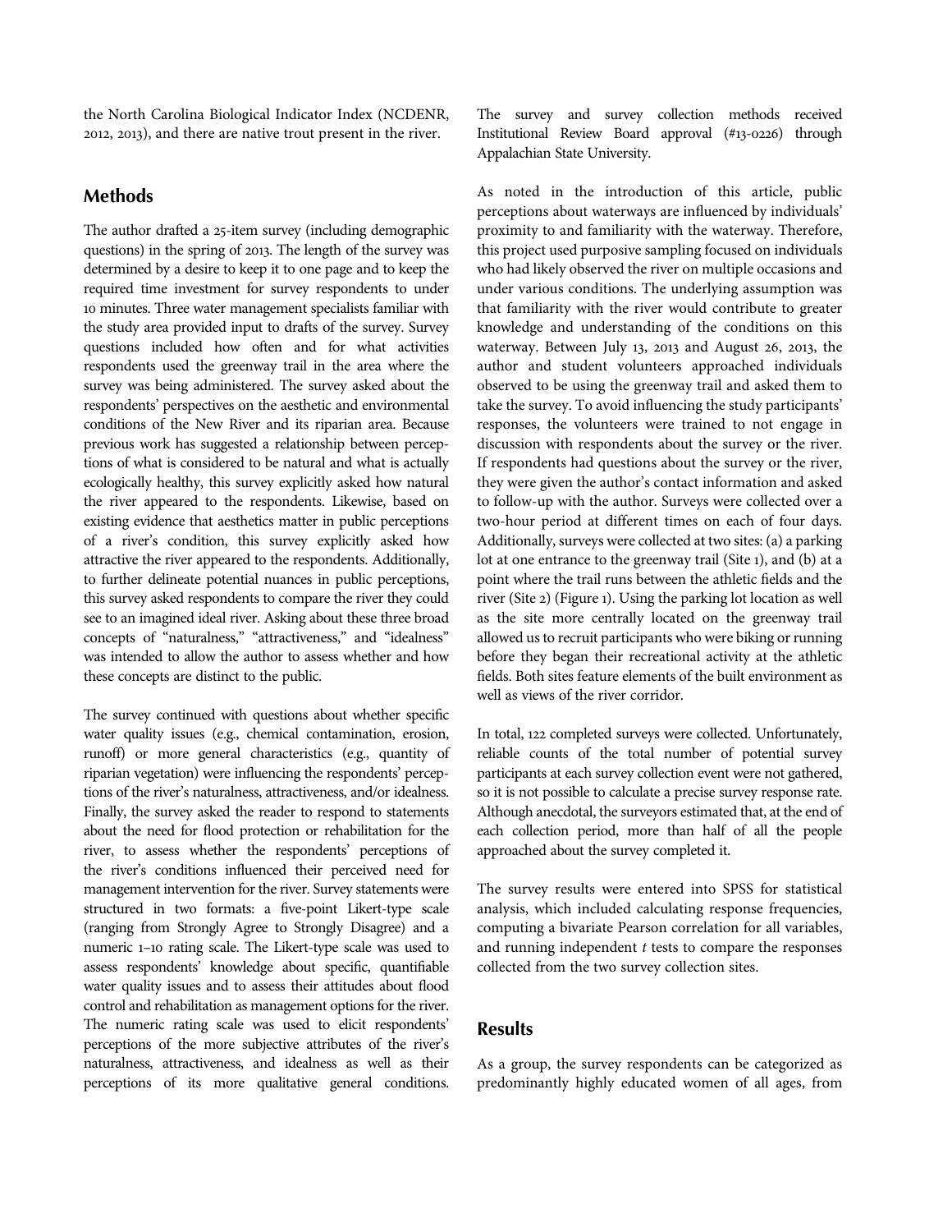the North Carolina Biological Indicator Index (NCDENR, 2012, 2013), and there are native trout present in the river.

## Methods

The author drafted a 25-item survey (including demographic questions) in the spring of 2013. The length of the survey was determined by a desire to keep it to one page and to keep the required time investment for survey respondents to under 10 minutes. Three water management specialists familiar with the study area provided input to drafts of the survey. Survey questions included how often and for what activities respondents used the greenway trail in the area where the survey was being administered. The survey asked about the respondents' perspectives on the aesthetic and environmental conditions of the New River and its riparian area. Because previous work has suggested a relationship between perceptions of what is considered to be natural and what is actually ecologically healthy, this survey explicitly asked how natural the river appeared to the respondents. Likewise, based on existing evidence that aesthetics matter in public perceptions of a river's condition, this survey explicitly asked how attractive the river appeared to the respondents. Additionally, to further delineate potential nuances in public perceptions, this survey asked respondents to compare the river they could see to an imagined ideal river. Asking about these three broad concepts of "naturalness," "attractiveness," and "idealness" was intended to allow the author to assess whether and how these concepts are distinct to the public.

The survey continued with questions about whether specific water quality issues (e.g., chemical contamination, erosion, runoff) or more general characteristics (e.g., quantity of riparian vegetation) were influencing the respondents' perceptions of the river's naturalness, attractiveness, and/or idealness. Finally, the survey asked the reader to respond to statements about the need for flood protection or rehabilitation for the river, to assess whether the respondents' perceptions of the river's conditions influenced their perceived need for management intervention for the river. Survey statements were structured in two formats: a five-point Likert-type scale (ranging from Strongly Agree to Strongly Disagree) and a numeric 1–10 rating scale. The Likert-type scale was used to assess respondents' knowledge about specific, quantifiable water quality issues and to assess their attitudes about flood control and rehabilitation as management options for the river. The numeric rating scale was used to elicit respondents' perceptions of the more subjective attributes of the river's naturalness, attractiveness, and idealness as well as their perceptions of its more qualitative general conditions. The survey and survey collection methods received Institutional Review Board approval (#13-0226) through Appalachian State University.

As noted in the introduction of this article, public perceptions about waterways are influenced by individuals' proximity to and familiarity with the waterway. Therefore, this project used purposive sampling focused on individuals who had likely observed the river on multiple occasions and under various conditions. The underlying assumption was that familiarity with the river would contribute to greater knowledge and understanding of the conditions on this waterway. Between July 13, 2013 and August 26, 2013, the author and student volunteers approached individuals observed to be using the greenway trail and asked them to take the survey. To avoid influencing the study participants' responses, the volunteers were trained to not engage in discussion with respondents about the survey or the river. If respondents had questions about the survey or the river, they were given the author's contact information and asked to follow-up with the author. Surveys were collected over a two-hour period at different times on each of four days. Additionally, surveys were collected at two sites: (a) a parking lot at one entrance to the greenway trail (Site 1), and (b) at a point where the trail runs between the athletic fields and the river (Site 2) (Figure 1). Using the parking lot location as well as the site more centrally located on the greenway trail allowed us to recruit participants who were biking or running before they began their recreational activity at the athletic fields. Both sites feature elements of the built environment as well as views of the river corridor.

In total, 122 completed surveys were collected. Unfortunately, reliable counts of the total number of potential survey participants at each survey collection event were not gathered, so it is not possible to calculate a precise survey response rate. Although anecdotal, the surveyors estimated that, at the end of each collection period, more than half of all the people approached about the survey completed it.

The survey results were entered into SPSS for statistical analysis, which included calculating response frequencies, computing a bivariate Pearson correlation for all variables, and running independent $t$ tests to compare the responses collected from the two survey collection sites.

## Results

As a group, the survey respondents can be categorized as predominantly highly educated women of all ages, from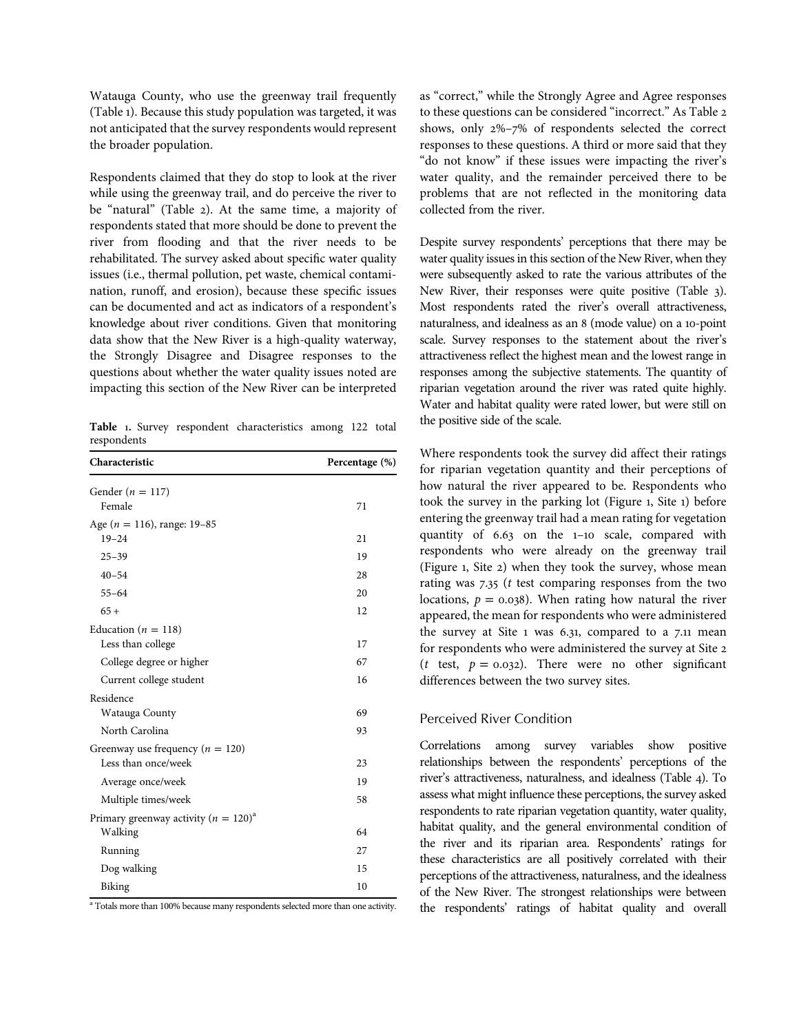Watauga County, who use the greenway trail frequently (Table 1). Because this study population was targeted, it was not anticipated that the survey respondents would represent the broader population.

Respondents claimed that they do stop to look at the river while using the greenway trail, and do perceive the river to be "natural" (Table 2). At the same time, a majority of respondents stated that more should be done to prevent the river from flooding and that the river needs to be rehabilitated. The survey asked about specific water quality issues (i.e., thermal pollution, pet waste, chemical contamination, runoff, and erosion), because these specific issues can be documented and act as indicators of a respondent's knowledge about river conditions. Given that monitoring data show that the New River is a high-quality waterway, the Strongly Disagree and Disagree responses to the questions about whether the water quality issues noted are impacting this section of the New River can be interpreted as "correct," while the Strongly Agree and Agree responses to these questions can be considered "incorrect." As Table 2 shows, only 2%–7% of respondents selected the correct responses to these questions. A third or more said that they "do not know" if these issues were impacting the river's water quality, and the remainder perceived there to be problems that are not reflected in the monitoring data collected from the river.

**Table 1.** Survey respondent characteristics among 122 total respondents

| Characteristic | Percentage (%) |
|---|---|
| Gender ($n$ = 117) | |
| Female | 71 |
| Age ($n$ = 116), range: 19–85 | |
| 19–24 | 21 |
| 25–39 | 19 |
| 40–54 | 28 |
| 55–64 | 20 |
| 65 + | 12 |
| Education ($n$ = 118) | |
| Less than college | 17 |
| College degree or higher | 67 |
| Current college student | 16 |
| Residence | |
| Watauga County | 69 |
| North Carolina | 93 |
| Greenway use frequency ($n$ = 120) | |
| Less than once/week | 23 |
| Average once/week | 19 |
| Multiple times/week | 58 |
| Primary greenway activity ($n$ = 120)[a] | |
| Walking | 64 |
| Running | 27 |
| Dog walking | 15 |
| Biking | 10 |

[a] Totals more than 100% because many respondents selected more than one activity.

Despite survey respondents' perceptions that there may be water quality issues in this section of the New River, when they were subsequently asked to rate the various attributes of the New River, their responses were quite positive (Table 3). Most respondents rated the river's overall attractiveness, naturalness, and idealness as an 8 (mode value) on a 10-point scale. Survey responses to the statement about the river's attractiveness reflect the highest mean and the lowest range in responses among the subjective statements. The quantity of riparian vegetation around the river was rated quite highly. Water and habitat quality were rated lower, but were still on the positive side of the scale.

Where respondents took the survey did affect their ratings for riparian vegetation quantity and their perceptions of how natural the river appeared to be. Respondents who took the survey in the parking lot (Figure 1, Site 1) before entering the greenway trail had a mean rating for vegetation quantity of 6.63 on the 1–10 scale, compared with respondents who were already on the greenway trail (Figure 1, Site 2) when they took the survey, whose mean rating was 7.35 ($t$ test comparing responses from the two locations, $p$ = 0.038). When rating how natural the river appeared, the mean for respondents who were administered the survey at Site 1 was 6.31, compared to a 7.11 mean for respondents who were administered the survey at Site 2 ($t$ test, $p$ = 0.032). There were no other significant differences between the two survey sites.

## Perceived River Condition

Correlations among survey variables show positive relationships between the respondents' perceptions of the river's attractiveness, naturalness, and idealness (Table 4). To assess what might influence these perceptions, the survey asked respondents to rate riparian vegetation quantity, water quality, habitat quality, and the general environmental condition of the river and its riparian area. Respondents' ratings for these characteristics are all positively correlated with their perceptions of the attractiveness, naturalness, and the idealness of the New River. The strongest relationships were between the respondents' ratings of habitat quality and overall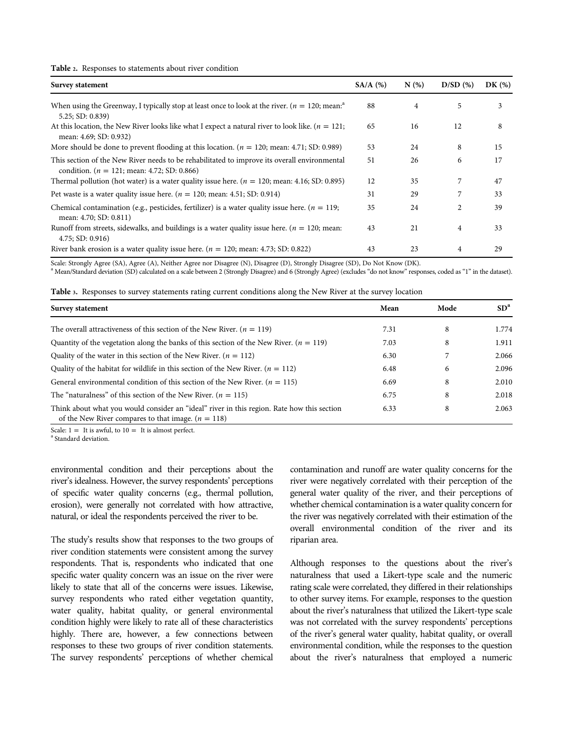**Table 2.** Responses to statements about river condition

| Survey statement | SA/A (%) | N (%) | D/SD (%) | DK (%) |
|---|---|---|---|---|
| When using the Greenway, I typically stop at least once to look at the river. ($n$ = 120; mean:[a] 5.25; SD: 0.839) | 88 | 4 | 5 | 3 |
| At this location, the New River looks like what I expect a natural river to look like. ($n$ = 121; mean: 4.69; SD: 0.932) | 65 | 16 | 12 | 8 |
| More should be done to prevent flooding at this location. ($n$ = 120; mean: 4.71; SD: 0.989) | 53 | 24 | 8 | 15 |
| This section of the New River needs to be rehabilitated to improve its overall environmental condition. ($n$ = 121; mean: 4.72; SD: 0.866) | 51 | 26 | 6 | 17 |
| Thermal pollution (hot water) is a water quality issue here. ($n$ = 120; mean: 4.16; SD: 0.895) | 12 | 35 | 7 | 47 |
| Pet waste is a water quality issue here. ($n$ = 120; mean: 4.51; SD: 0.914) | 31 | 29 | 7 | 33 |
| Chemical contamination (e.g., pesticides, fertilizer) is a water quality issue here. ($n$ = 119; mean: 4.70; SD: 0.811) | 35 | 24 | 2 | 39 |
| Runoff from streets, sidewalks, and buildings is a water quality issue here. ($n$ = 120; mean: 4.75; SD: 0.916) | 43 | 21 | 4 | 33 |
| River bank erosion is a water quality issue here. ($n$ = 120; mean: 4.73; SD: 0.822) | 43 | 23 | 4 | 29 |

Scale: Strongly Agree (SA), Agree (A), Neither Agree nor Disagree (N), Disagree (D), Strongly Disagree (SD), Do Not Know (DK).
[a] Mean/Standard deviation (SD) calculated on a scale between 2 (Strongly Disagree) and 6 (Strongly Agree) (excludes "do not know" responses, coded as "1" in the dataset).

**Table 3.** Responses to survey statements rating current conditions along the New River at the survey location

| Survey statement | Mean | Mode | SD[a] |
|---|---|---|---|
| The overall attractiveness of this section of the New River. ($n$ = 119) | 7.31 | 8 | 1.774 |
| Quantity of the vegetation along the banks of this section of the New River. ($n$ = 119) | 7.03 | 8 | 1.911 |
| Quality of the water in this section of the New River. ($n$ = 112) | 6.30 | 7 | 2.066 |
| Quality of the habitat for wildlife in this section of the New River. ($n$ = 112) | 6.48 | 6 | 2.096 |
| General environmental condition of this section of the New River. ($n$ = 115) | 6.69 | 8 | 2.010 |
| The "naturalness" of this section of the New River. ($n$ = 115) | 6.75 | 8 | 2.018 |
| Think about what you would consider an "ideal" river in this region. Rate how this section of the New River compares to that image. ($n$ = 118) | 6.33 | 8 | 2.063 |

Scale: 1 = It is awful, to 10 = It is almost perfect.
[a] Standard deviation.

environmental condition and their perceptions about the river's idealness. However, the survey respondents' perceptions of specific water quality concerns (e.g., thermal pollution, erosion), were generally not correlated with how attractive, natural, or ideal the respondents perceived the river to be.

The study's results show that responses to the two groups of river condition statements were consistent among the survey respondents. That is, respondents who indicated that one specific water quality concern was an issue on the river were likely to state that all of the concerns were issues. Likewise, survey respondents who rated either vegetation quantity, water quality, habitat quality, or general environmental condition highly were likely to rate all of these characteristics highly. There are, however, a few connections between responses to these two groups of river condition statements. The survey respondents' perceptions of whether chemical contamination and runoff are water quality concerns for the river were negatively correlated with their perception of the general water quality of the river, and their perceptions of whether chemical contamination is a water quality concern for the river was negatively correlated with their estimation of the overall environmental condition of the river and its riparian area.

Although responses to the questions about the river's naturalness that used a Likert-type scale and the numeric rating scale were correlated, they differed in their relationships to other survey items. For example, responses to the question about the river's naturalness that utilized the Likert-type scale was not correlated with the survey respondents' perceptions of the river's general water quality, habitat quality, or overall environmental condition, while the responses to the question about the river's naturalness that employed a numeric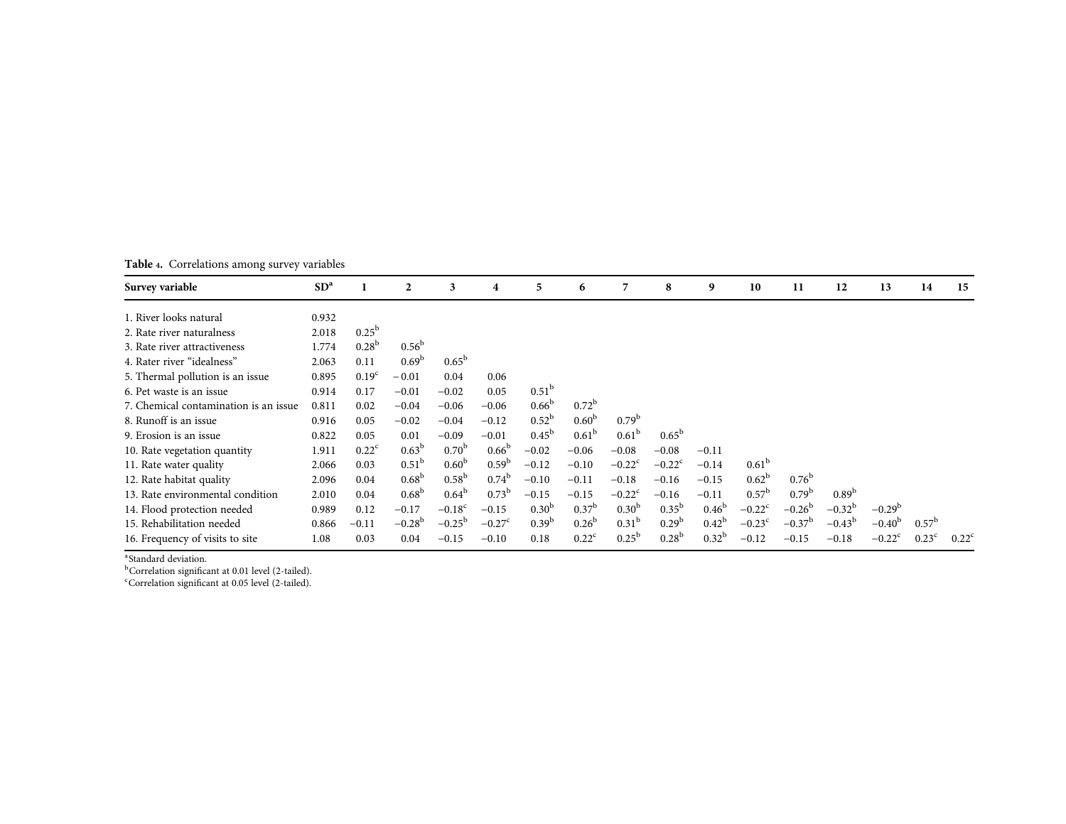**Table 4.** Correlations among survey variables

| Survey variable | SD[a] | 1 | 2 | 3 | 4 | 5 | 6 | 7 | 8 | 9 | 10 | 11 | 12 | 13 | 14 | 15 |
|---|---|---|---|---|---|---|---|---|---|---|---|---|---|---|---|---|
| 1. River looks natural | 0.932 | | | | | | | | | | | | | | | |
| 2. Rate river naturalness | 2.018 | 0.25[b] | | | | | | | | | | | | | | |
| 3. Rate river attractiveness | 1.774 | 0.28[b] | 0.56[b] | | | | | | | | | | | | | |
| 4. Rater river "idealness" | 2.063 | 0.11 | 0.69[b] | 0.65[b] | | | | | | | | | | | | |
| 5. Thermal pollution is an issue | 0.895 | 0.19[c] | −0.01 | 0.04 | 0.06 | | | | | | | | | | | |
| 6. Pet waste is an issue | 0.914 | 0.17 | −0.01 | −0.02 | 0.05 | 0.51[b] | | | | | | | | | | |
| 7. Chemical contamination is an issue | 0.811 | 0.02 | −0.04 | −0.06 | −0.06 | 0.66[b] | 0.72[b] | | | | | | | | | |
| 8. Runoff is an issue | 0.916 | 0.05 | −0.02 | −0.04 | −0.12 | 0.52[b] | 0.60[b] | 0.79[b] | | | | | | | | |
| 9. Erosion is an issue | 0.822 | 0.05 | 0.01 | −0.09 | −0.01 | 0.45[b] | 0.61[b] | 0.61[b] | 0.65[b] | | | | | | | |
| 10. Rate vegetation quantity | 1.911 | 0.22[c] | 0.63[b] | 0.70[b] | 0.66[b] | −0.02 | −0.06 | −0.08 | −0.08 | −0.11 | | | | | | |
| 11. Rate water quality | 2.066 | 0.03 | 0.51[b] | 0.60[b] | 0.59[b] | −0.12 | −0.10 | −0.22[c] | −0.22[c] | −0.14 | 0.61[b] | | | | | |
| 12. Rate habitat quality | 2.096 | 0.04 | 0.68[b] | 0.58[b] | 0.74[b] | −0.10 | −0.11 | −0.18 | −0.16 | −0.15 | 0.62[b] | 0.76[b] | | | | |
| 13. Rate environmental condition | 2.010 | 0.04 | 0.68[b] | 0.64[b] | 0.73[b] | −0.15 | −0.15 | −0.22[c] | −0.16 | −0.11 | 0.57[b] | 0.79[b] | 0.89[b] | | | |
| 14. Flood protection needed | 0.989 | 0.12 | −0.17 | −0.18[c] | −0.15 | 0.30[b] | 0.37[b] | 0.30[b] | 0.35[b] | 0.46[b] | −0.22[c] | −0.26[b] | −0.32[b] | −0.29[b] | | |
| 15. Rehabilitation needed | 0.866 | −0.11 | −0.28[b] | −0.25[b] | −0.27[c] | 0.39[b] | 0.26[b] | 0.31[b] | 0.29[b] | 0.42[b] | −0.23[c] | −0.37[b] | −0.43[b] | −0.40[b] | 0.57[b] | |
| 16. Frequency of visits to site | 1.08 | 0.03 | 0.04 | −0.15 | −0.10 | 0.18 | 0.22[c] | 0.25[b] | 0.28[b] | 0.32[b] | −0.12 | −0.15 | −0.18 | −0.22[c] | 0.23[c] | 0.22[c] |

[a]Standard deviation.
[b]Correlation significant at 0.01 level (2-tailed).
[c]Correlation significant at 0.05 level (2-tailed).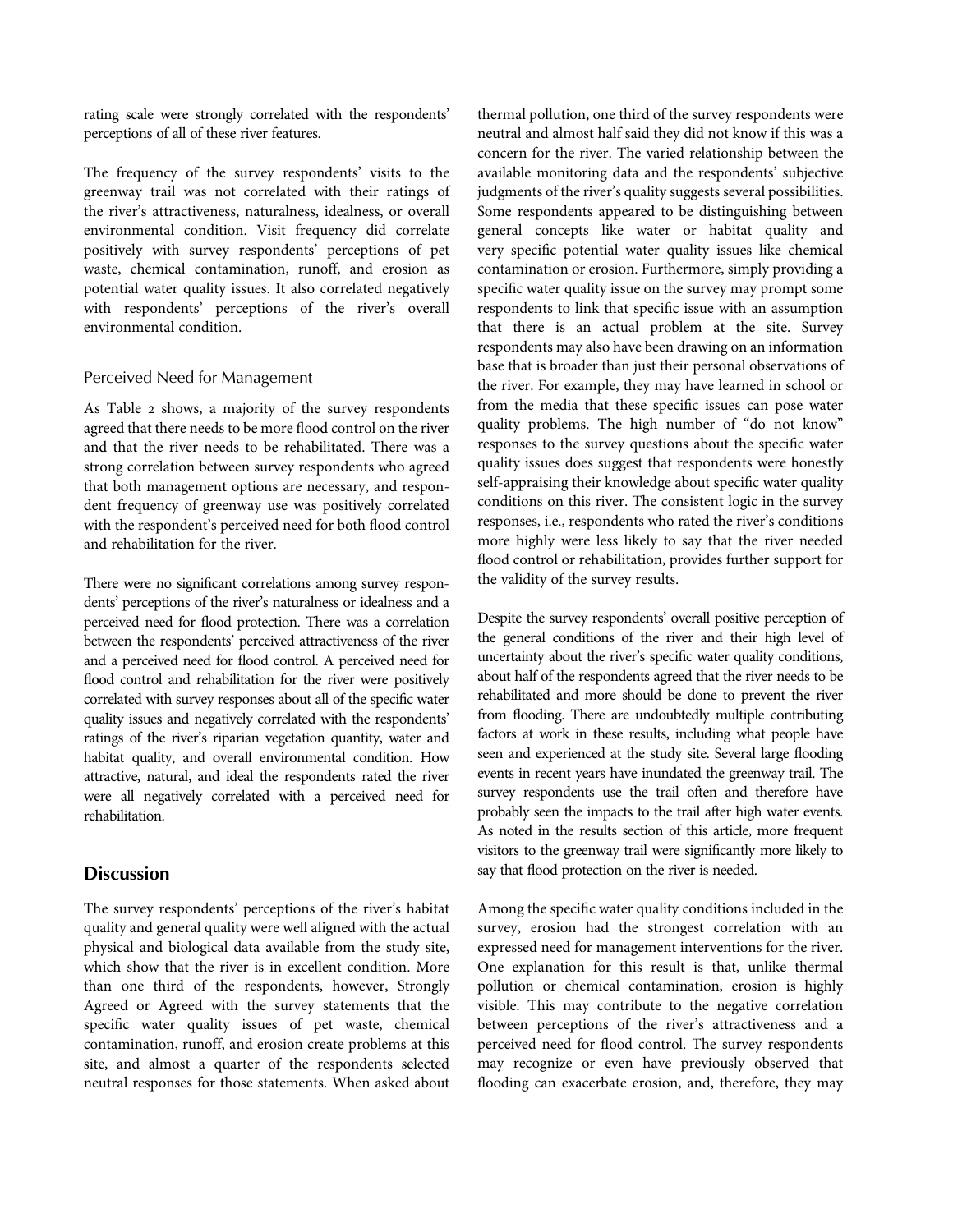rating scale were strongly correlated with the respondents' perceptions of all of these river features.

The frequency of the survey respondents' visits to the greenway trail was not correlated with their ratings of the river's attractiveness, naturalness, idealness, or overall environmental condition. Visit frequency did correlate positively with survey respondents' perceptions of pet waste, chemical contamination, runoff, and erosion as potential water quality issues. It also correlated negatively with respondents' perceptions of the river's overall environmental condition.

### Perceived Need for Management

As Table 2 shows, a majority of the survey respondents agreed that there needs to be more flood control on the river and that the river needs to be rehabilitated. There was a strong correlation between survey respondents who agreed that both management options are necessary, and respondent frequency of greenway use was positively correlated with the respondent's perceived need for both flood control and rehabilitation for the river.

There were no significant correlations among survey respondents' perceptions of the river's naturalness or idealness and a perceived need for flood protection. There was a correlation between the respondents' perceived attractiveness of the river and a perceived need for flood control. A perceived need for flood control and rehabilitation for the river were positively correlated with survey responses about all of the specific water quality issues and negatively correlated with the respondents' ratings of the river's riparian vegetation quantity, water and habitat quality, and overall environmental condition. How attractive, natural, and ideal the respondents rated the river were all negatively correlated with a perceived need for rehabilitation.

## Discussion

The survey respondents' perceptions of the river's habitat quality and general quality were well aligned with the actual physical and biological data available from the study site, which show that the river is in excellent condition. More than one third of the respondents, however, Strongly Agreed or Agreed with the survey statements that the specific water quality issues of pet waste, chemical contamination, runoff, and erosion create problems at this site, and almost a quarter of the respondents selected neutral responses for those statements. When asked about thermal pollution, one third of the survey respondents were neutral and almost half said they did not know if this was a concern for the river. The varied relationship between the available monitoring data and the respondents' subjective judgments of the river's quality suggests several possibilities. Some respondents appeared to be distinguishing between general concepts like water or habitat quality and very specific potential water quality issues like chemical contamination or erosion. Furthermore, simply providing a specific water quality issue on the survey may prompt some respondents to link that specific issue with an assumption that there is an actual problem at the site. Survey respondents may also have been drawing on an information base that is broader than just their personal observations of the river. For example, they may have learned in school or from the media that these specific issues can pose water quality problems. The high number of "do not know" responses to the survey questions about the specific water quality issues does suggest that respondents were honestly self-appraising their knowledge about specific water quality conditions on this river. The consistent logic in the survey responses, i.e., respondents who rated the river's conditions more highly were less likely to say that the river needed flood control or rehabilitation, provides further support for the validity of the survey results.

Despite the survey respondents' overall positive perception of the general conditions of the river and their high level of uncertainty about the river's specific water quality conditions, about half of the respondents agreed that the river needs to be rehabilitated and more should be done to prevent the river from flooding. There are undoubtedly multiple contributing factors at work in these results, including what people have seen and experienced at the study site. Several large flooding events in recent years have inundated the greenway trail. The survey respondents use the trail often and therefore have probably seen the impacts to the trail after high water events. As noted in the results section of this article, more frequent visitors to the greenway trail were significantly more likely to say that flood protection on the river is needed.

Among the specific water quality conditions included in the survey, erosion had the strongest correlation with an expressed need for management interventions for the river. One explanation for this result is that, unlike thermal pollution or chemical contamination, erosion is highly visible. This may contribute to the negative correlation between perceptions of the river's attractiveness and a perceived need for flood control. The survey respondents may recognize or even have previously observed that flooding can exacerbate erosion, and, therefore, they may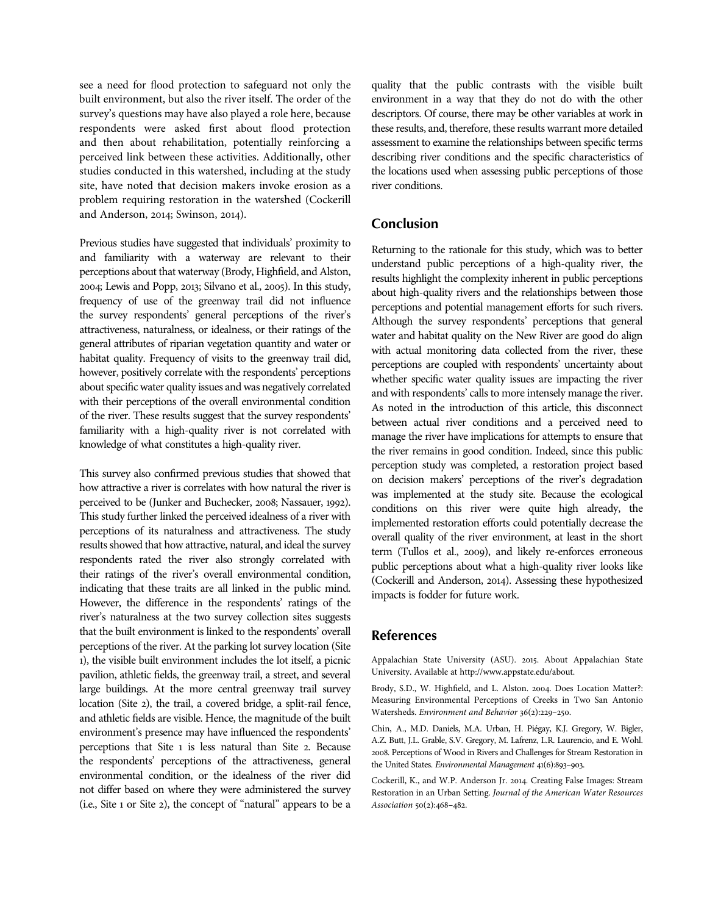see a need for flood protection to safeguard not only the built environment, but also the river itself. The order of the survey's questions may have also played a role here, because respondents were asked first about flood protection and then about rehabilitation, potentially reinforcing a perceived link between these activities. Additionally, other studies conducted in this watershed, including at the study site, have noted that decision makers invoke erosion as a problem requiring restoration in the watershed (Cockerill and Anderson, 2014; Swinson, 2014).

Previous studies have suggested that individuals' proximity to and familiarity with a waterway are relevant to their perceptions about that waterway (Brody, Highfield, and Alston, 2004; Lewis and Popp, 2013; Silvano et al., 2005). In this study, frequency of use of the greenway trail did not influence the survey respondents' general perceptions of the river's attractiveness, naturalness, or idealness, or their ratings of the general attributes of riparian vegetation quantity and water or habitat quality. Frequency of visits to the greenway trail did, however, positively correlate with the respondents' perceptions about specific water quality issues and was negatively correlated with their perceptions of the overall environmental condition of the river. These results suggest that the survey respondents' familiarity with a high-quality river is not correlated with knowledge of what constitutes a high-quality river.

This survey also confirmed previous studies that showed that how attractive a river is correlates with how natural the river is perceived to be (Junker and Buchecker, 2008; Nassauer, 1992). This study further linked the perceived idealness of a river with perceptions of its naturalness and attractiveness. The study results showed that how attractive, natural, and ideal the survey respondents rated the river also strongly correlated with their ratings of the river's overall environmental condition, indicating that these traits are all linked in the public mind. However, the difference in the respondents' ratings of the river's naturalness at the two survey collection sites suggests that the built environment is linked to the respondents' overall perceptions of the river. At the parking lot survey location (Site 1), the visible built environment includes the lot itself, a picnic pavilion, athletic fields, the greenway trail, a street, and several large buildings. At the more central greenway trail survey location (Site 2), the trail, a covered bridge, a split-rail fence, and athletic fields are visible. Hence, the magnitude of the built environment's presence may have influenced the respondents' perceptions that Site 1 is less natural than Site 2. Because the respondents' perceptions of the attractiveness, general environmental condition, or the idealness of the river did not differ based on where they were administered the survey (i.e., Site 1 or Site 2), the concept of "natural" appears to be a quality that the public contrasts with the visible built environment in a way that they do not do with the other descriptors. Of course, there may be other variables at work in these results, and, therefore, these results warrant more detailed assessment to examine the relationships between specific terms describing river conditions and the specific characteristics of the locations used when assessing public perceptions of those river conditions.

## Conclusion

Returning to the rationale for this study, which was to better understand public perceptions of a high-quality river, the results highlight the complexity inherent in public perceptions about high-quality rivers and the relationships between those perceptions and potential management efforts for such rivers. Although the survey respondents' perceptions that general water and habitat quality on the New River are good do align with actual monitoring data collected from the river, these perceptions are coupled with respondents' uncertainty about whether specific water quality issues are impacting the river and with respondents' calls to more intensely manage the river. As noted in the introduction of this article, this disconnect between actual river conditions and a perceived need to manage the river have implications for attempts to ensure that the river remains in good condition. Indeed, since this public perception study was completed, a restoration project based on decision makers' perceptions of the river's degradation was implemented at the study site. Because the ecological conditions on this river were quite high already, the implemented restoration efforts could potentially decrease the overall quality of the river environment, at least in the short term (Tullos et al., 2009), and likely re-enforces erroneous public perceptions about what a high-quality river looks like (Cockerill and Anderson, 2014). Assessing these hypothesized impacts is fodder for future work.

## References

Appalachian State University (ASU). 2015. About Appalachian State University. Available at http://www.appstate.edu/about.

Brody, S.D., W. Highfield, and L. Alston. 2004. Does Location Matter?: Measuring Environmental Perceptions of Creeks in Two San Antonio Watersheds. *Environment and Behavior* 36(2):229–250.

Chin, A., M.D. Daniels, M.A. Urban, H. Piégay, K.J. Gregory, W. Bigler, A.Z. Butt, J.L. Grable, S.V. Gregory, M. Lafrenz, L.R. Laurencio, and E. Wohl. 2008. Perceptions of Wood in Rivers and Challenges for Stream Restoration in the United States. *Environmental Management* 41(6):893–903.

Cockerill, K., and W.P. Anderson Jr. 2014. Creating False Images: Stream Restoration in an Urban Setting. *Journal of the American Water Resources Association* 50(2):468–482.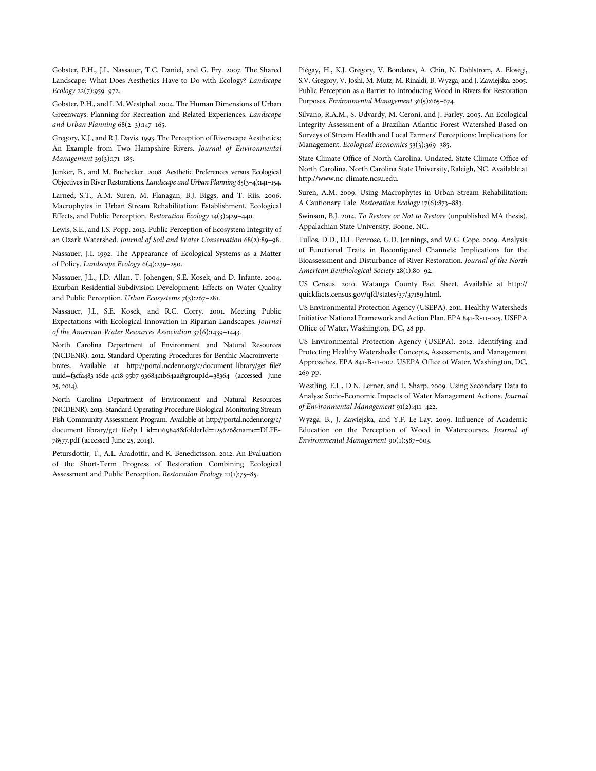Gobster, P.H., J.L. Nassauer, T.C. Daniel, and G. Fry. 2007. The Shared Landscape: What Does Aesthetics Have to Do with Ecology? *Landscape Ecology* 22(7):959–972.

Gobster, P.H., and L.M. Westphal. 2004. The Human Dimensions of Urban Greenways: Planning for Recreation and Related Experiences. *Landscape and Urban Planning* 68(2–3):147–165.

Gregory, K.J., and R.J. Davis. 1993. The Perception of Riverscape Aesthetics: An Example from Two Hampshire Rivers. *Journal of Environmental Management* 39(3):171–185.

Junker, B., and M. Buchecker. 2008. Aesthetic Preferences versus Ecological Objectives in River Restorations. *Landscape and Urban Planning* 85(3–4):141–154.

Larned, S.T., A.M. Suren, M. Flanagan, B.J. Biggs, and T. Riis. 2006. Macrophytes in Urban Stream Rehabilitation: Establishment, Ecological Effects, and Public Perception. *Restoration Ecology* 14(3):429–440.

Lewis, S.E., and J.S. Popp. 2013. Public Perception of Ecosystem Integrity of an Ozark Watershed. *Journal of Soil and Water Conservation* 68(2):89–98.

Nassauer, J.I. 1992. The Appearance of Ecological Systems as a Matter of Policy. *Landscape Ecology* 6(4):239–250.

Nassauer, J.L., J.D. Allan, T. Johengen, S.E. Kosek, and D. Infante. 2004. Exurban Residential Subdivision Development: Effects on Water Quality and Public Perception. *Urban Ecosystems* 7(3):267–281.

Nassauer, J.I., S.E. Kosek, and R.C. Corry. 2001. Meeting Public Expectations with Ecological Innovation in Riparian Landscapes. *Journal of the American Water Resources Association* 37(6):1439–1443.

North Carolina Department of Environment and Natural Resources (NCDENR). 2012. Standard Operating Procedures for Benthic Macroinvertebrates. Available at http://portal.ncdenr.org/c/document_library/get_file?uuid=f3cfa483-16de-4c18-95b7-93684c1b64aa&groupId=38364 (accessed June 25, 2014).

North Carolina Department of Environment and Natural Resources (NCDENR). 2013. Standard Operating Procedure Biological Monitoring Stream Fish Community Assessment Program. Available at http://portal.ncdenr.org/c/document_library/get_file?p_l_id=1169848&folderId=125626&name=DLFE-78577.pdf (accessed June 25, 2014).

Petursdottir, T., A.L. Aradottir, and K. Benedictsson. 2012. An Evaluation of the Short-Term Progress of Restoration Combining Ecological Assessment and Public Perception. *Restoration Ecology* 21(1):75–85.

Piégay, H., K.J. Gregory, V. Bondarev, A. Chin, N. Dahlstrom, A. Elosegi, S.V. Gregory, V. Joshi, M. Mutz, M. Rinaldi, B. Wyzga, and J. Zawiejska. 2005. Public Perception as a Barrier to Introducing Wood in Rivers for Restoration Purposes. *Environmental Management* 36(5):665–674.

Silvano, R.A.M., S. Udvardy, M. Ceroni, and J. Farley. 2005. An Ecological Integrity Assessment of a Brazilian Atlantic Forest Watershed Based on Surveys of Stream Health and Local Farmers' Perceptions: Implications for Management. *Ecological Economics* 53(3):369–385.

State Climate Office of North Carolina. Undated. State Climate Office of North Carolina. North Carolina State University, Raleigh, NC. Available at http://www.nc-climate.ncsu.edu.

Suren, A.M. 2009. Using Macrophytes in Urban Stream Rehabilitation: A Cautionary Tale. *Restoration Ecology* 17(6):873–883.

Swinson, B.J. 2014. *To Restore or Not to Restore* (unpublished MA thesis). Appalachian State University, Boone, NC.

Tullos, D.D., D.L. Penrose, G.D. Jennings, and W.G. Cope. 2009. Analysis of Functional Traits in Reconfigured Channels: Implications for the Bioassessment and Disturbance of River Restoration. *Journal of the North American Benthological Society* 28(1):80–92.

US Census. 2010. Watauga County Fact Sheet. Available at http://quickfacts.census.gov/qfd/states/37/37189.html.

US Environmental Protection Agency (USEPA). 2011. Healthy Watersheds Initiative: National Framework and Action Plan. EPA 841-R-11-005. USEPA Office of Water, Washington, DC, 28 pp.

US Environmental Protection Agency (USEPA). 2012. Identifying and Protecting Healthy Watersheds: Concepts, Assessments, and Management Approaches. EPA 841-B-11-002. USEPA Office of Water, Washington, DC, 269 pp.

Westling, E.L., D.N. Lerner, and L. Sharp. 2009. Using Secondary Data to Analyse Socio-Economic Impacts of Water Management Actions. *Journal of Environmental Management* 91(2):411–422.

Wyzga, B., J. Zawiejska, and Y.F. Le Lay. 2009. Influence of Academic Education on the Perception of Wood in Watercourses. *Journal of Environmental Management* 90(1):587–603.